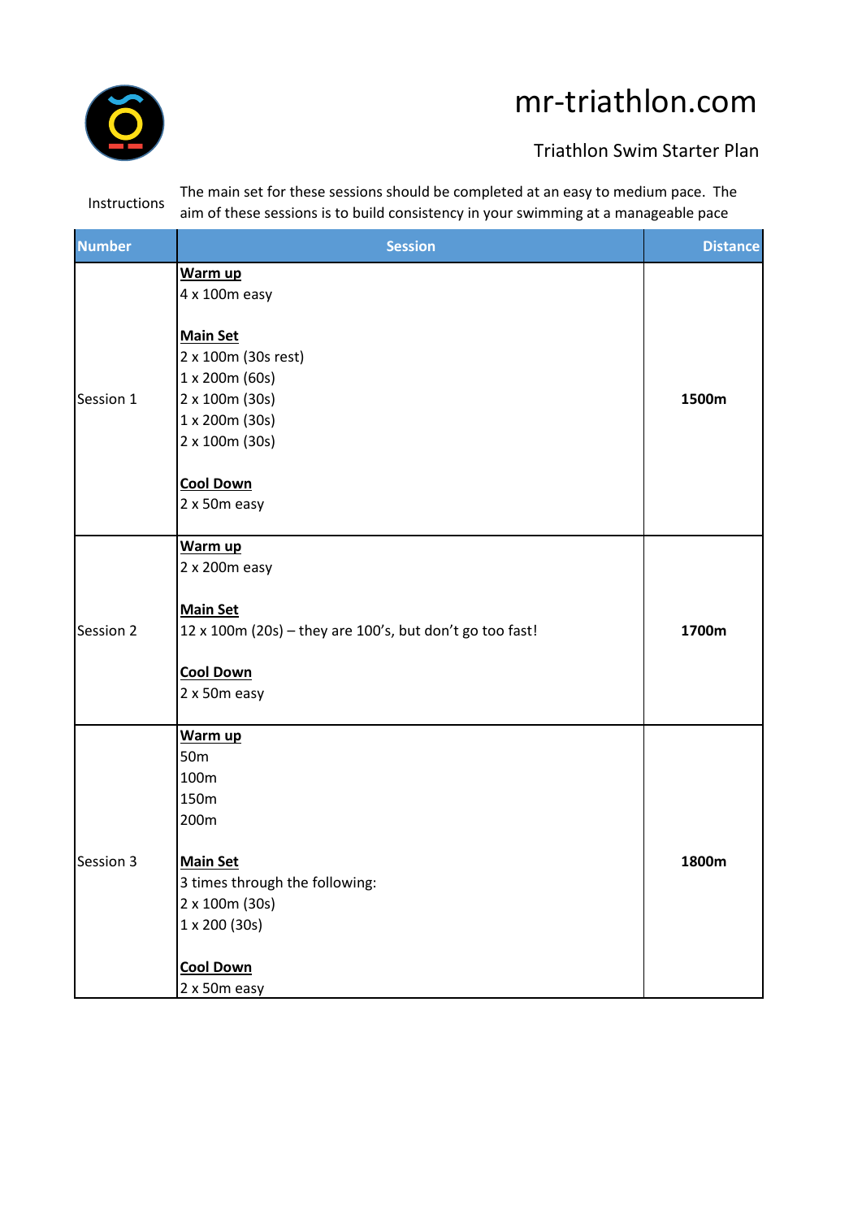# mr-triathlon.com

## Triathlon Swim Starter Plan

Instructions: The main set for these sessions should be completed at an easy to medium pace. The aim of these sessions is to build consistency in your swimming at a manageable pace

| Number | Session | Distance |
|---|---|---|
| Session 1 | **Warm up**<br>4 x 100m easy<br><br>**Main Set**<br>2 x 100m (30s rest)<br>1 x 200m (60s)<br>2 x 100m (30s)<br>1 x 200m (30s)<br>2 x 100m (30s)<br><br>**Cool Down**<br>2 x 50m easy | **1500m** |
| Session 2 | **Warm up**<br>2 x 200m easy<br><br>**Main Set**<br>12 x 100m (20s) – they are 100's, but don't go too fast!<br><br>**Cool Down**<br>2 x 50m easy | **1700m** |
| Session 3 | **Warm up**<br>50m<br>100m<br>150m<br>200m<br><br>**Main Set**<br>3 times through the following:<br>2 x 100m (30s)<br>1 x 200 (30s)<br><br>**Cool Down**<br>2 x 50m easy | **1800m** |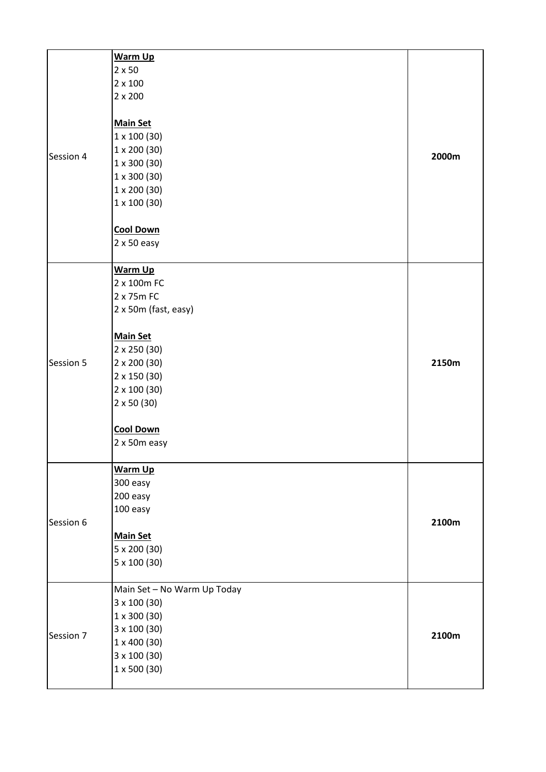| | | |
|---|---|---|
| Session 4 | **Warm Up**<br>2 x 50<br>2 x 100<br>2 x 200<br><br>**Main Set**<br>1 x 100 (30)<br>1 x 200 (30)<br>1 x 300 (30)<br>1 x 300 (30)<br>1 x 200 (30)<br>1 x 100 (30)<br><br>**Cool Down**<br>2 x 50 easy | **2000m** |
| Session 5 | **Warm Up**<br>2 x 100m FC<br>2 x 75m FC<br>2 x 50m (fast, easy)<br><br>**Main Set**<br>2 x 250 (30)<br>2 x 200 (30)<br>2 x 150 (30)<br>2 x 100 (30)<br>2 x 50 (30)<br><br>**Cool Down**<br>2 x 50m easy | **2150m** |
| Session 6 | **Warm Up**<br>300 easy<br>200 easy<br>100 easy<br><br>**Main Set**<br>5 x 200 (30)<br>5 x 100 (30) | **2100m** |
| Session 7 | Main Set – No Warm Up Today<br>3 x 100 (30)<br>1 x 300 (30)<br>3 x 100 (30)<br>1 x 400 (30)<br>3 x 100 (30)<br>1 x 500 (30) | **2100m** |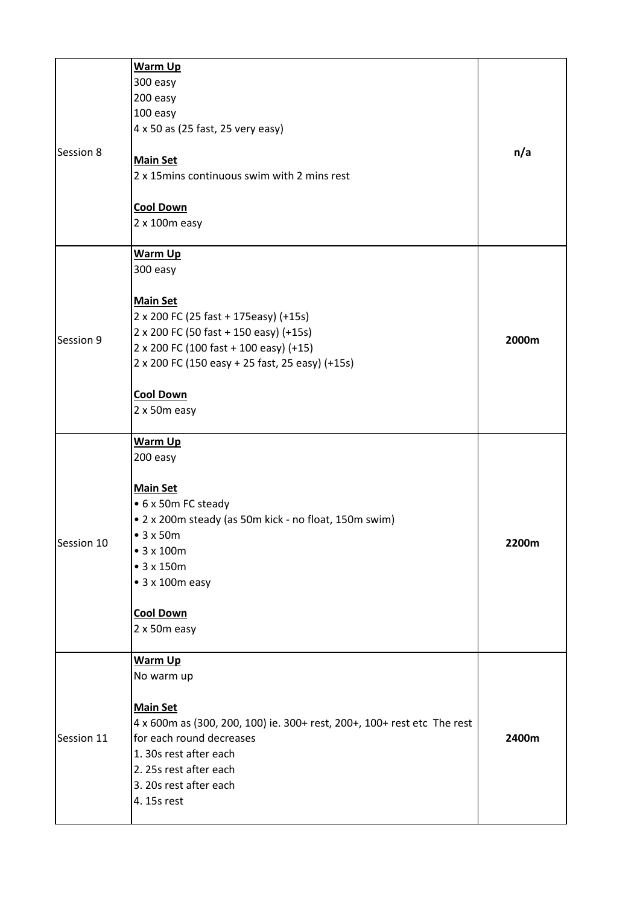| | | |
|---|---|---|
| Session 8 | **Warm Up**<br>300 easy<br>200 easy<br>100 easy<br>4 x 50 as (25 fast, 25 very easy)<br><br>**Main Set**<br>2 x 15mins continuous swim with 2 mins rest<br><br>**Cool Down**<br>2 x 100m easy | **n/a** |
| Session 9 | **Warm Up**<br>300 easy<br><br>**Main Set**<br>2 x 200 FC (25 fast + 175easy) (+15s)<br>2 x 200 FC (50 fast + 150 easy) (+15s)<br>2 x 200 FC (100 fast + 100 easy) (+15)<br>2 x 200 FC (150 easy + 25 fast, 25 easy) (+15s)<br><br>**Cool Down**<br>2 x 50m easy | **2000m** |
| Session 10 | **Warm Up**<br>200 easy<br><br>**Main Set**<br>• 6 x 50m FC steady<br>• 2 x 200m steady (as 50m kick - no float, 150m swim)<br>• 3 x 50m<br>• 3 x 100m<br>• 3 x 150m<br>• 3 x 100m easy<br><br>**Cool Down**<br>2 x 50m easy | **2200m** |
| Session 11 | **Warm Up**<br>No warm up<br><br>**Main Set**<br>4 x 600m as (300, 200, 100) ie. 300+ rest, 200+, 100+ rest etc The rest for each round decreases<br>1. 30s rest after each<br>2. 25s rest after each<br>3. 20s rest after each<br>4. 15s rest | **2400m** |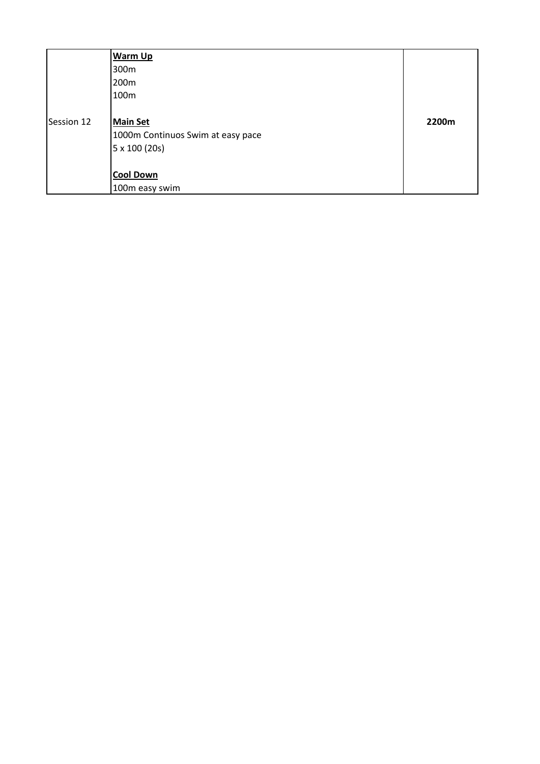| | | |
|---|---|---|
| Session 12 | **Warm Up**<br>300m<br>200m<br>100m<br><br>**Main Set**<br>1000m Continuos Swim at easy pace<br>5 x 100 (20s)<br><br>**Cool Down**<br>100m easy swim | **2200m** |